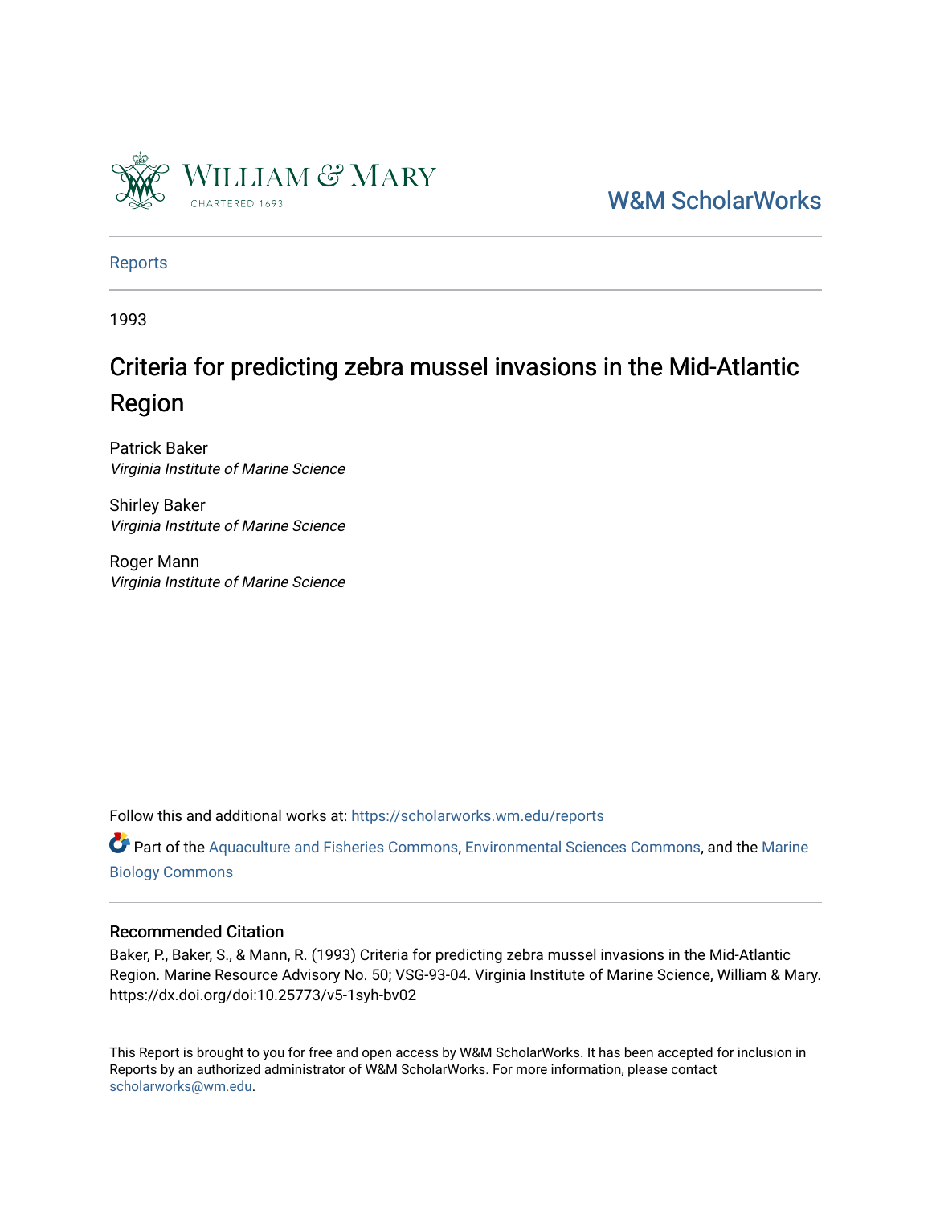William & Mary
CHARTERED 1693

W&M ScholarWorks

Reports

1993

# Criteria for predicting zebra mussel invasions in the Mid-Atlantic Region

Patrick Baker
*Virginia Institute of Marine Science*

Shirley Baker
*Virginia Institute of Marine Science*

Roger Mann
*Virginia Institute of Marine Science*

Follow this and additional works at: https://scholarworks.wm.edu/reports

Part of the Aquaculture and Fisheries Commons, Environmental Sciences Commons, and the Marine Biology Commons

## Recommended Citation

Baker, P., Baker, S., & Mann, R. (1993) Criteria for predicting zebra mussel invasions in the Mid-Atlantic Region. Marine Resource Advisory No. 50; VSG-93-04. Virginia Institute of Marine Science, William & Mary. https://dx.doi.org/doi:10.25773/v5-1syh-bv02

This Report is brought to you for free and open access by W&M ScholarWorks. It has been accepted for inclusion in Reports by an authorized administrator of W&M ScholarWorks. For more information, please contact scholarworks@wm.edu.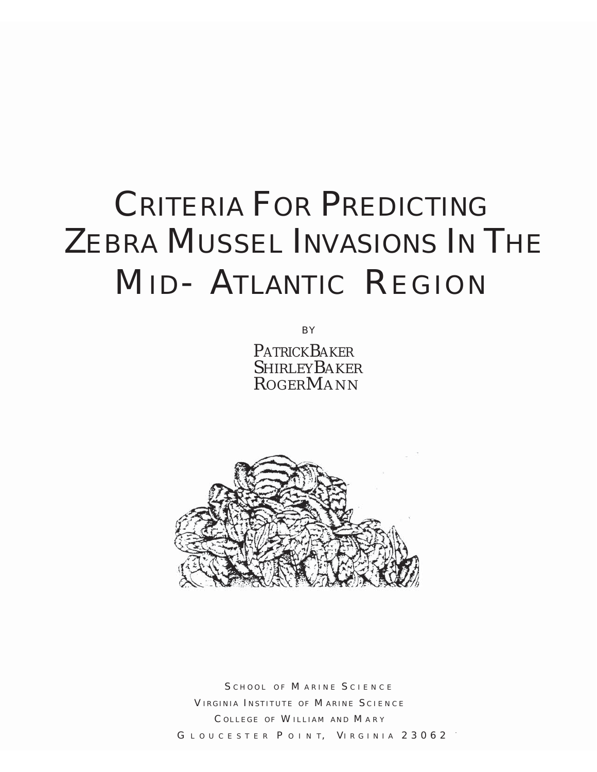# Criteria For Predicting Zebra Mussel Invasions In The Mid- Atlantic Region

BY

Patrick Baker
Shirley Baker
Roger Mann

School of Marine Science
Virginia Institute of Marine Science
College of William and Mary
Gloucester Point, Virginia 23062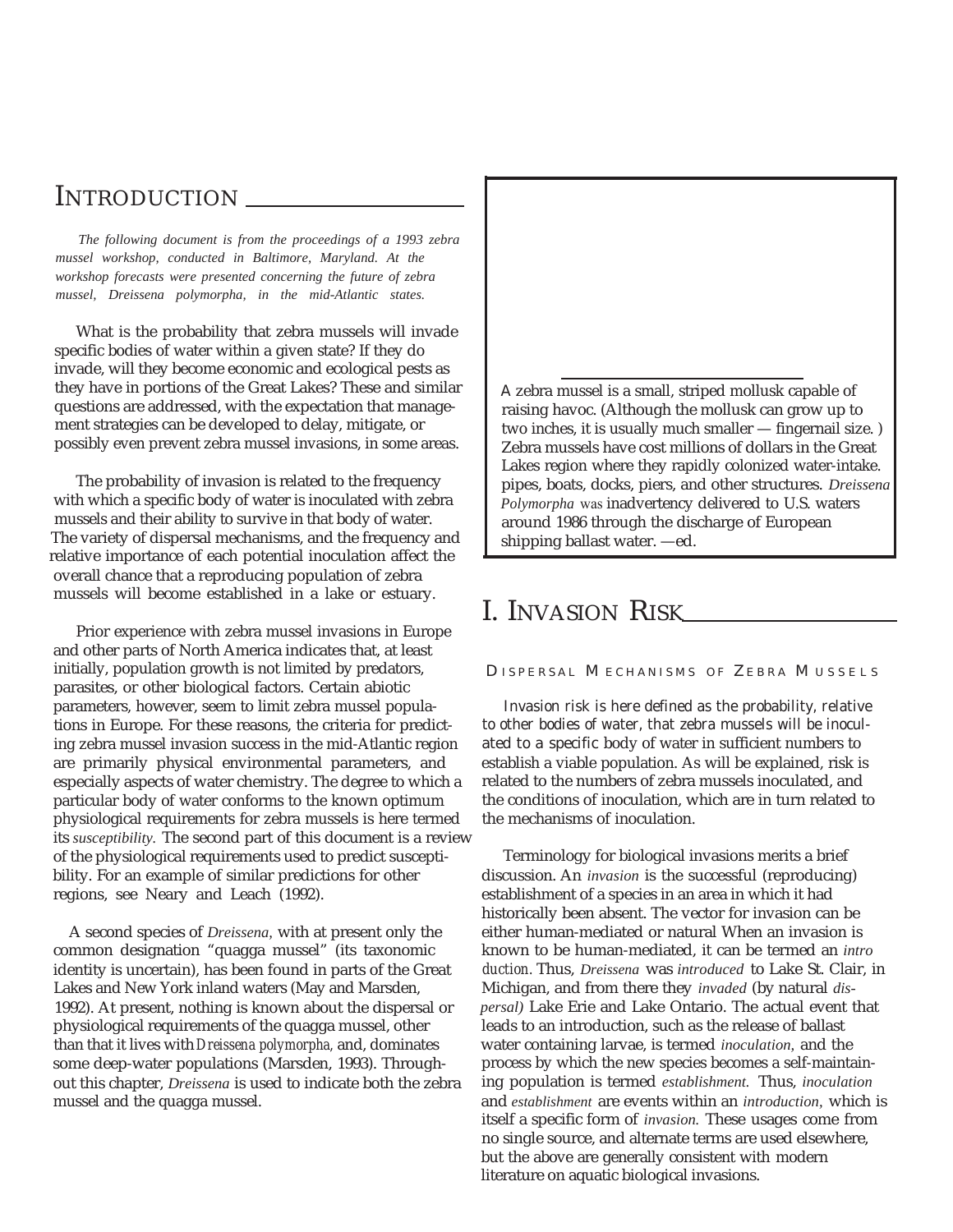## INTRODUCTION

*The following document is from the proceedings of a 1993 zebra mussel workshop, conducted in Baltimore, Maryland. At the workshop forecasts were presented concerning the future of zebra mussel, Dreissena polymorpha, in the mid-Atlantic states.*

What is the probability that zebra mussels will invade specific bodies of water within a given state? If they do invade, will they become economic and ecological pests as they have in portions of the Great Lakes? These and similar questions are addressed, with the expectation that management strategies can be developed to delay, mitigate, or possibly even prevent zebra mussel invasions, in some areas.

The probability of invasion is related to the frequency with which a specific body of water is inoculated with zebra mussels and their ability to survive in that body of water. The variety of dispersal mechanisms, and the frequency and relative importance of each potential inoculation affect the overall chance that a reproducing population of zebra mussels will become established in a lake or estuary.

Prior experience with zebra mussel invasions in Europe and other parts of North America indicates that, at least initially, population growth is not limited by predators, parasites, or other biological factors. Certain abiotic parameters, however, seem to limit zebra mussel populations in Europe. For these reasons, the criteria for predicting zebra mussel invasion success in the mid-Atlantic region are primarily physical environmental parameters, and especially aspects of water chemistry. The degree to which a particular body of water conforms to the known optimum physiological requirements for zebra mussels is here termed its *susceptibility.* The second part of this document is a review of the physiological requirements used to predict susceptibility. For an example of similar predictions for other regions, see Neary and Leach (1992).

A second species of *Dreissena*, with at present only the common designation "quagga mussel" (its taxonomic identity is uncertain), has been found in parts of the Great Lakes and New York inland waters (May and Marsden, 1992). At present, nothing is known about the dispersal or physiological requirements of the quagga mussel, other than that it lives with *Dreissena polymorpha,* and, dominates some deep-water populations (Marsden, 1993). Throughout this chapter, *Dreissena* is used to indicate both the zebra mussel and the quagga mussel.

A zebra mussel is a small, striped mollusk capable of raising havoc. (Although the mollusk can grow up to two inches, it is usually much smaller — fingernail size. ) Zebra mussels have cost millions of dollars in the Great Lakes region where they rapidly colonized water-intake. pipes, boats, docks, piers, and other structures. *Dreissena Polymorpha* was inadvertency delivered to U.S. waters around 1986 through the discharge of European shipping ballast water. —ed.

## I. INVASION RISK

### DISPERSAL MECHANISMS OF ZEBRA MUSSELS

Invasion risk is here defined as the probability, relative to other bodies of water, that zebra mussels will be inoculated to a specific body of water in sufficient numbers to establish a viable population. As will be explained, risk is related to the numbers of zebra mussels inoculated, and the conditions of inoculation, which are in turn related to the mechanisms of inoculation.

Terminology for biological invasions merits a brief discussion. An *invasion* is the successful (reproducing) establishment of a species in an area in which it had historically been absent. The vector for invasion can be either human-mediated or natural When an invasion is known to be human-mediated, it can be termed an *intro duction*. Thus, *Dreissena* was *introduced* to Lake St. Clair, in Michigan, and from there they *invaded* (by natural *dispersal)* Lake Erie and Lake Ontario. The actual event that leads to an introduction, such as the release of ballast water containing larvae, is termed *inoculation*, and the process by which the new species becomes a self-maintaining population is termed *establishment.* Thus, *inoculation* and *establishment* are events within an *introduction*, which is itself a specific form of *invasion.* These usages come from no single source, and alternate terms are used elsewhere, but the above are generally consistent with modern literature on aquatic biological invasions.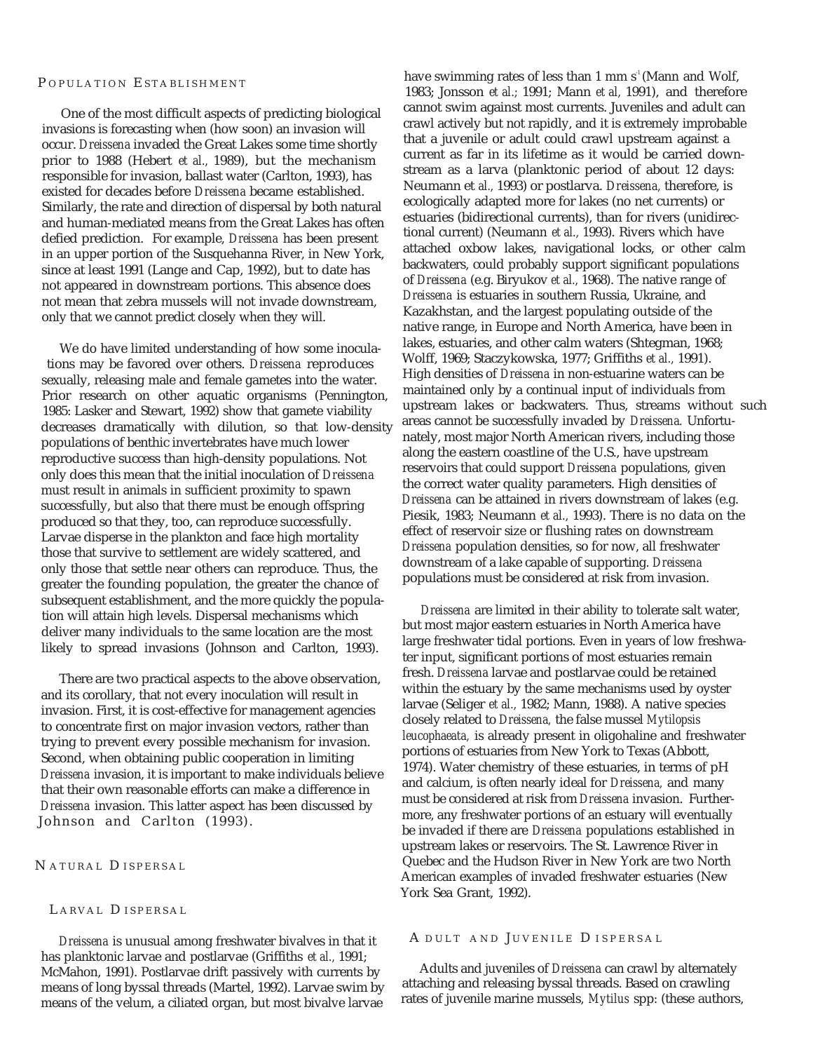## Population Establishment

One of the most difficult aspects of predicting biological invasions is forecasting when (how soon) an invasion will occur. *Dreissena* invaded the Great Lakes some time shortly prior to 1988 (Hebert *et al.,* 1989), but the mechanism responsible for invasion, ballast water (Carlton, 1993), has existed for decades before *Dreissena* became established. Similarly, the rate and direction of dispersal by both natural and human-mediated means from the Great Lakes has often defied prediction. For example, *Dreissena* has been present in an upper portion of the Susquehanna River, in New York, since at least 1991 (Lange and Cap, 1992), but to date has not appeared in downstream portions. This absence does not mean that zebra mussels will not invade downstream, only that we cannot predict closely when they will.

We do have limited understanding of how some inoculations may be favored over others. *Dreissena* reproduces sexually, releasing male and female gametes into the water. Prior research on other aquatic organisms (Pennington, 1985: Lasker and Stewart, 1992) show that gamete viability decreases dramatically with dilution, so that low-density populations of benthic invertebrates have much lower reproductive success than high-density populations. Not only does this mean that the initial inoculation of *Dreissena* must result in animals in sufficient proximity to spawn successfully, but also that there must be enough offspring produced so that they, too, can reproduce successfully. Larvae disperse in the plankton and face high mortality those that survive to settlement are widely scattered, and only those that settle near others can reproduce. Thus, the greater the founding population, the greater the chance of subsequent establishment, and the more quickly the population will attain high levels. Dispersal mechanisms which deliver many individuals to the same location are the most likely to spread invasions (Johnson and Carlton, 1993).

There are two practical aspects to the above observation, and its corollary, that not every inoculation will result in invasion. First, it is cost-effective for management agencies to concentrate first on major invasion vectors, rather than trying to prevent every possible mechanism for invasion. Second, when obtaining public cooperation in limiting *Dreissena* invasion, it is important to make individuals believe that their own reasonable efforts can make a difference in *Dreissena* invasion. This latter aspect has been discussed by Johnson and Carlton (1993).

## Natural Dispersal

### Larval Dispersal

*Dreissena* is unusual among freshwater bivalves in that it has planktonic larvae and postlarvae (Griffiths *et al.,* 1991; McMahon, 1991). Postlarvae drift passively with currents by means of long byssal threads (Martel, 1992). Larvae swim by means of the velum, a ciliated organ, but most bivalve larvae have swimming rates of less than 1 mm $s^{-1}$ (Mann and Wolf, 1983; Jonsson *et al.;* 1991; Mann *et al,* 1991), and therefore cannot swim against most currents. Juveniles and adult can crawl actively but not rapidly, and it is extremely improbable that a juvenile or adult could crawl upstream against a current as far in its lifetime as it would be carried downstream as a larva (planktonic period of about 12 days: Neumann et *al.,* 1993) or postlarva. *Dreissena,* therefore, is ecologically adapted more for lakes (no net currents) or estuaries (bidirectional currents), than for rivers (unidirectional current) (Neumann *et al.,* 1993). Rivers which have attached oxbow lakes, navigational locks, or other calm backwaters, could probably support significant populations of *Dreissena* (e.g. Biryukov *et al.,* 1968). The native range of *Dreissena* is estuaries in southern Russia, Ukraine, and Kazakhstan, and the largest populating outside of the native range, in Europe and North America, have been in lakes, estuaries, and other calm waters (Shtegman, 1968; Wolff, 1969; Staczykowska, 1977; Griffiths *et al.,* 1991). High densities of *Dreissena* in non-estuarine waters can be maintained only by a continual input of individuals from upstream lakes or backwaters. Thus, streams without such areas cannot be successfully invaded by *Dreissena.* Unfortunately, most major North American rivers, including those along the eastern coastline of the U.S., have upstream reservoirs that could support *Dreissena* populations, given the correct water quality parameters. High densities of *Dreissena* can be attained in rivers downstream of lakes (e.g. Piesik, 1983; Neumann *et al.,* 1993). There is no data on the effect of reservoir size or flushing rates on downstream *Dreissena* population densities, so for now, all freshwater downstream of a lake capable of supporting. *Dreissena* populations must be considered at risk from invasion.

*Dreissena* are limited in their ability to tolerate salt water, but most major eastern estuaries in North America have large freshwater tidal portions. Even in years of low freshwater input, significant portions of most estuaries remain fresh. *Dreissena* larvae and postlarvae could be retained within the estuary by the same mechanisms used by oyster larvae (Seliger *et al.,* 1982; Mann, 1988). A native species closely related to *Dreissena,* the false mussel *Mytilopsis leucophaeata,* is already present in oligohaline and freshwater portions of estuaries from New York to Texas (Abbott, 1974). Water chemistry of these estuaries, in terms of pH and calcium, is often nearly ideal for *Dreissena,* and many must be considered at risk from *Dreissena* invasion. Furthermore, any freshwater portions of an estuary will eventually be invaded if there are *Dreissena* populations established in upstream lakes or reservoirs. The St. Lawrence River in Quebec and the Hudson River in New York are two North American examples of invaded freshwater estuaries (New York Sea Grant, 1992).

### Adult and Juvenile Dispersal

Adults and juveniles of *Dreissena* can crawl by alternately attaching and releasing byssal threads. Based on crawling rates of juvenile marine mussels, *Mytilus* spp: (these authors,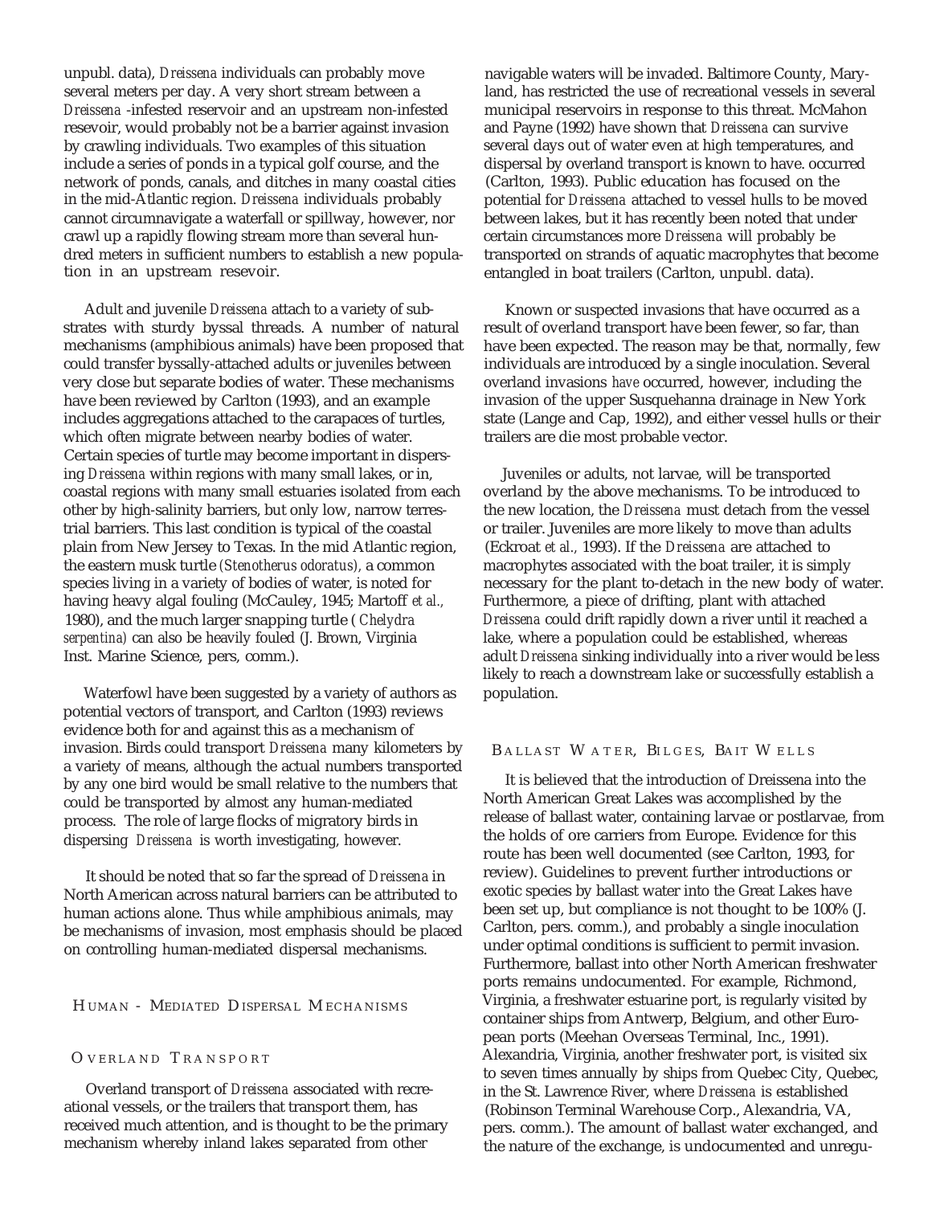unpubl. data), *Dreissena* individuals can probably move several meters per day. A very short stream between a *Dreissena* -infested reservoir and an upstream non-infested resevoir, would probably not be a barrier against invasion by crawling individuals. Two examples of this situation include a series of ponds in a typical golf course, and the network of ponds, canals, and ditches in many coastal cities in the mid-Atlantic region. *Dreissena* individuals probably cannot circumnavigate a waterfall or spillway, however, nor crawl up a rapidly flowing stream more than several hundred meters in sufficient numbers to establish a new population in an upstream resevoir.

Adult and juvenile *Dreissena* attach to a variety of substrates with sturdy byssal threads. A number of natural mechanisms (amphibious animals) have been proposed that could transfer byssally-attached adults or juveniles between very close but separate bodies of water. These mechanisms have been reviewed by Carlton (1993), and an example includes aggregations attached to the carapaces of turtles, which often migrate between nearby bodies of water. Certain species of turtle may become important in dispersing *Dreissena* within regions with many small lakes, or in, coastal regions with many small estuaries isolated from each other by high-salinity barriers, but only low, narrow terrestrial barriers. This last condition is typical of the coastal plain from New Jersey to Texas. In the mid Atlantic region, the eastern musk turtle (*Stenotherus odoratus*), a common species living in a variety of bodies of water, is noted for having heavy algal fouling (McCauley, 1945; Martoff *et al.*, 1980), and the much larger snapping turtle (*Chelydra serpentina*) can also be heavily fouled (J. Brown, Virginia Inst. Marine Science, pers, comm.).

Waterfowl have been suggested by a variety of authors as potential vectors of transport, and Carlton (1993) reviews evidence both for and against this as a mechanism of invasion. Birds could transport *Dreissena* many kilometers by a variety of means, although the actual numbers transported by any one bird would be small relative to the numbers that could be transported by almost any human-mediated process. The role of large flocks of migratory birds in dispersing *Dreissena* is worth investigating, however.

It should be noted that so far the spread of *Dreissena* in North American across natural barriers can be attributed to human actions alone. Thus while amphibious animals, may be mechanisms of invasion, most emphasis should be placed on controlling human-mediated dispersal mechanisms.

## Human - Mediated Dispersal Mechanisms

### Overland Transport

Overland transport of *Dreissena* associated with recreational vessels, or the trailers that transport them, has received much attention, and is thought to be the primary mechanism whereby inland lakes separated from other navigable waters will be invaded. Baltimore County, Maryland, has restricted the use of recreational vessels in several municipal reservoirs in response to this threat. McMahon and Payne (1992) have shown that *Dreissena* can survive several days out of water even at high temperatures, and dispersal by overland transport is known to have. occurred (Carlton, 1993). Public education has focused on the potential for *Dreissena* attached to vessel hulls to be moved between lakes, but it has recently been noted that under certain circumstances more *Dreissena* will probably be transported on strands of aquatic macrophytes that become entangled in boat trailers (Carlton, unpubl. data).

Known or suspected invasions that have occurred as a result of overland transport have been fewer, so far, than have been expected. The reason may be that, normally, few individuals are introduced by a single inoculation. Several overland invasions *have* occurred, however, including the invasion of the upper Susquehanna drainage in New York state (Lange and Cap, 1992), and either vessel hulls or their trailers are die most probable vector.

Juveniles or adults, not larvae, will be transported overland by the above mechanisms. To be introduced to the new location, the *Dreissena* must detach from the vessel or trailer. Juveniles are more likely to move than adults (Eckroat *et al.*, 1993). If the *Dreissena* are attached to macrophytes associated with the boat trailer, it is simply necessary for the plant to-detach in the new body of water. Furthermore, a piece of drifting, plant with attached *Dreissena* could drift rapidly down a river until it reached a lake, where a population could be established, whereas adult *Dreissena* sinking individually into a river would be less likely to reach a downstream lake or successfully establish a population.

### Ballast Water, Bilges, Bait Wells

It is believed that the introduction of Dreissena into the North American Great Lakes was accomplished by the release of ballast water, containing larvae or postlarvae, from the holds of ore carriers from Europe. Evidence for this route has been well documented (see Carlton, 1993, for review). Guidelines to prevent further introductions or exotic species by ballast water into the Great Lakes have been set up, but compliance is not thought to be 100% (J. Carlton, pers. comm.), and probably a single inoculation under optimal conditions is sufficient to permit invasion. Furthermore, ballast into other North American freshwater ports remains undocumented. For example, Richmond, Virginia, a freshwater estuarine port, is regularly visited by container ships from Antwerp, Belgium, and other European ports (Meehan Overseas Terminal, Inc., 1991). Alexandria, Virginia, another freshwater port, is visited six to seven times annually by ships from Quebec City, Quebec, in the St. Lawrence River, where *Dreissena* is established (Robinson Terminal Warehouse Corp., Alexandria, VA, pers. comm.). The amount of ballast water exchanged, and the nature of the exchange, is undocumented and unregu-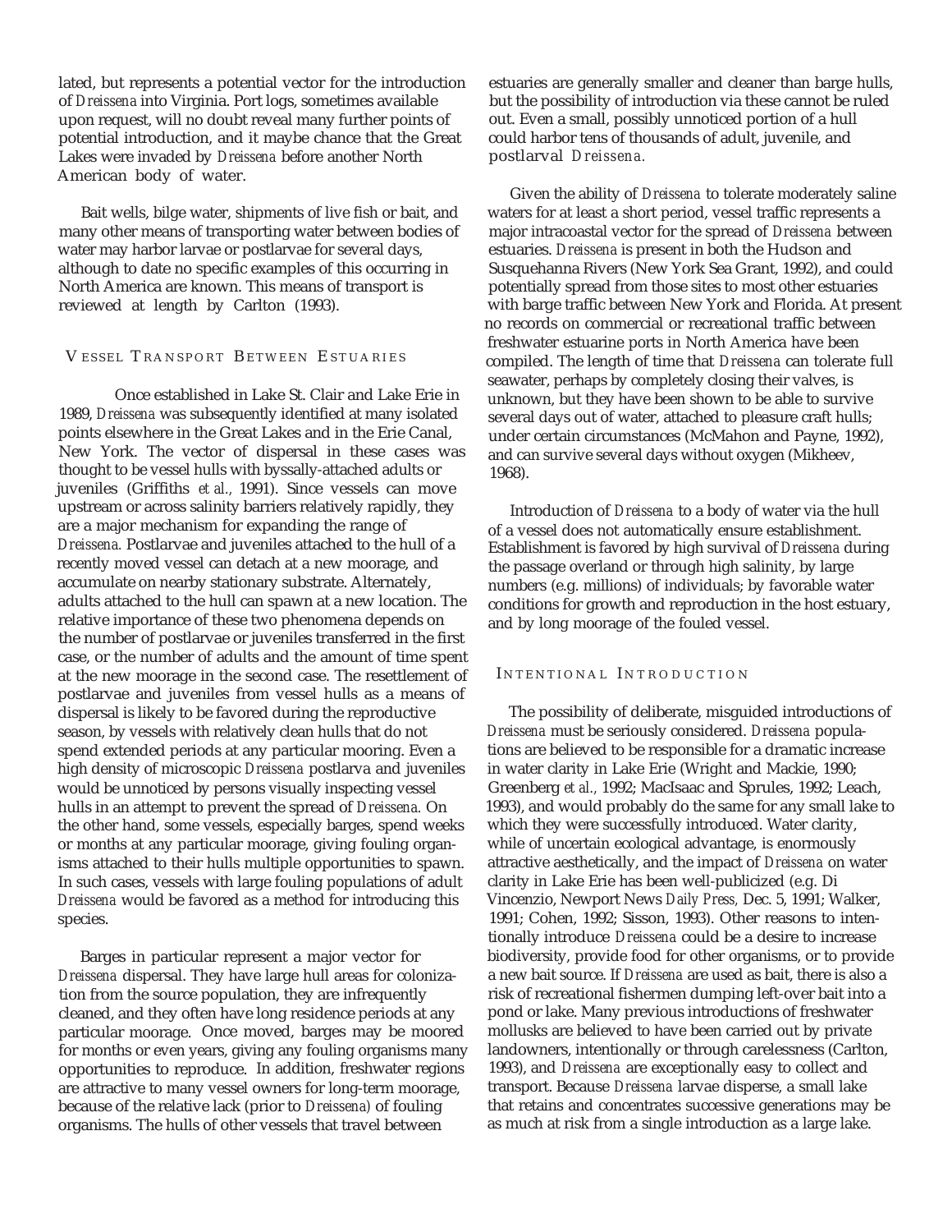lated, but represents a potential vector for the introduction of *Dreissena* into Virginia. Port logs, sometimes available upon request, will no doubt reveal many further points of potential introduction, and it maybe chance that the Great Lakes were invaded by *Dreissena* before another North American body of water.

Bait wells, bilge water, shipments of live fish or bait, and many other means of transporting water between bodies of water may harbor larvae or postlarvae for several days, although to date no specific examples of this occurring in North America are known. This means of transport is reviewed at length by Carlton (1993).

## VESSEL TRANSPORT BETWEEN ESTUARIES

Once established in Lake St. Clair and Lake Erie in 1989, *Dreissena* was subsequently identified at many isolated points elsewhere in the Great Lakes and in the Erie Canal, New York. The vector of dispersal in these cases was thought to be vessel hulls with byssally-attached adults or juveniles (Griffiths *et al.,* 1991). Since vessels can move upstream or across salinity barriers relatively rapidly, they are a major mechanism for expanding the range of *Dreissena.* Postlarvae and juveniles attached to the hull of a recently moved vessel can detach at a new moorage, and accumulate on nearby stationary substrate. Alternately, adults attached to the hull can spawn at a new location. The relative importance of these two phenomena depends on the number of postlarvae or juveniles transferred in the first case, or the number of adults and the amount of time spent at the new moorage in the second case. The resettlement of postlarvae and juveniles from vessel hulls as a means of dispersal is likely to be favored during the reproductive season, by vessels with relatively clean hulls that do not spend extended periods at any particular mooring. Even a high density of microscopic *Dreissena* postlarva and juveniles would be unnoticed by persons visually inspecting vessel hulls in an attempt to prevent the spread of *Dreissena.* On the other hand, some vessels, especially barges, spend weeks or months at any particular moorage, giving fouling organisms attached to their hulls multiple opportunities to spawn. In such cases, vessels with large fouling populations of adult *Dreissena* would be favored as a method for introducing this species.

Barges in particular represent a major vector for *Dreissena* dispersal. They have large hull areas for colonization from the source population, they are infrequently cleaned, and they often have long residence periods at any particular moorage. Once moved, barges may be moored for months or even years, giving any fouling organisms many opportunities to reproduce. In addition, freshwater regions are attractive to many vessel owners for long-term moorage, because of the relative lack (prior to *Dreissena*) of fouling organisms. The hulls of other vessels that travel between estuaries are generally smaller and cleaner than barge hulls, but the possibility of introduction via these cannot be ruled out. Even a small, possibly unnoticed portion of a hull could harbor tens of thousands of adult, juvenile, and postlarval *Dreissena.*

Given the ability of *Dreissena* to tolerate moderately saline waters for at least a short period, vessel traffic represents a major intracoastal vector for the spread of *Dreissena* between estuaries. *Dreissena* is present in both the Hudson and Susquehanna Rivers (New York Sea Grant, 1992), and could potentially spread from those sites to most other estuaries with barge traffic between New York and Florida. At present no records on commercial or recreational traffic between freshwater estuarine ports in North America have been compiled. The length of time that *Dreissena* can tolerate full seawater, perhaps by completely closing their valves, is unknown, but they have been shown to be able to survive several days out of water, attached to pleasure craft hulls; under certain circumstances (McMahon and Payne, 1992), and can survive several days without oxygen (Mikheev, 1968).

Introduction of *Dreissena* to a body of water via the hull of a vessel does not automatically ensure establishment. Establishment is favored by high survival of *Dreissena* during the passage overland or through high salinity, by large numbers (e.g. millions) of individuals; by favorable water conditions for growth and reproduction in the host estuary, and by long moorage of the fouled vessel.

## INTENTIONAL INTRODUCTION

The possibility of deliberate, misguided introductions of *Dreissena* must be seriously considered. *Dreissena* populations are believed to be responsible for a dramatic increase in water clarity in Lake Erie (Wright and Mackie, 1990; Greenberg *et al.,* 1992; MacIsaac and Sprules, 1992; Leach, 1993), and would probably do the same for any small lake to which they were successfully introduced. Water clarity, while of uncertain ecological advantage, is enormously attractive aesthetically, and the impact of *Dreissena* on water clarity in Lake Erie has been well-publicized (e.g. Di Vincenzio, Newport News *Daily Press,* Dec. 5, 1991; Walker, 1991; Cohen, 1992; Sisson, 1993). Other reasons to intentionally introduce *Dreissena* could be a desire to increase biodiversity, provide food for other organisms, or to provide a new bait source. If *Dreissena* are used as bait, there is also a risk of recreational fishermen dumping left-over bait into a pond or lake. Many previous introductions of freshwater mollusks are believed to have been carried out by private landowners, intentionally or through carelessness (Carlton, 1993), and *Dreissena* are exceptionally easy to collect and transport. Because *Dreissena* larvae disperse, a small lake that retains and concentrates successive generations may be as much at risk from a single introduction as a large lake.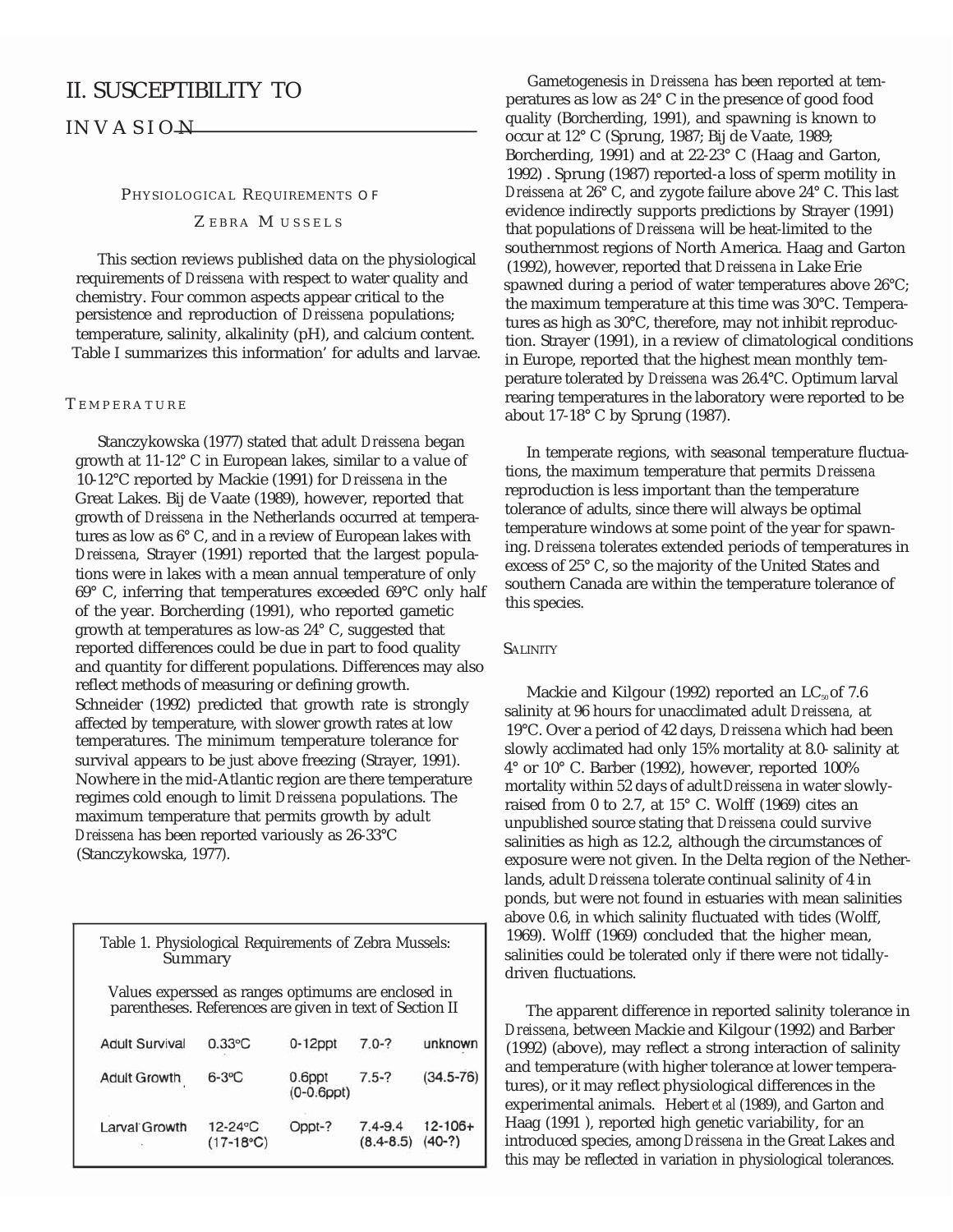# II. SUSCEPTIBILITY TO INVASION

## PHYSIOLOGICAL REQUIREMENTS OF ZEBRA MUSSELS

This section reviews published data on the physiological requirements of *Dreissena* with respect to water quality and chemistry. Four common aspects appear critical to the persistence and reproduction of *Dreissena* populations; temperature, salinity, alkalinity (pH), and calcium content. Table I summarizes this information' for adults and larvae.

### TEMPERATURE

Stanczykowska (1977) stated that adult *Dreissena* began growth at 11-12° C in European lakes, similar to a value of 10-12°C reported by Mackie (1991) for *Dreissena* in the Great Lakes. Bij de Vaate (1989), however, reported that growth of *Dreissena* in the Netherlands occurred at temperatures as low as 6° C, and in a review of European lakes with *Dreissena,* Strayer (1991) reported that the largest populations were in lakes with a mean annual temperature of only 69° C, inferring that temperatures exceeded 69°C only half of the year. Borcherding (1991), who reported gametic growth at temperatures as low-as 24° C, suggested that reported differences could be due in part to food quality and quantity for different populations. Differences may also reflect methods of measuring or defining growth. Schneider (1992) predicted that growth rate is strongly affected by temperature, with slower growth rates at low temperatures. The minimum temperature tolerance for survival appears to be just above freezing (Strayer, 1991). Nowhere in the mid-Atlantic region are there temperature regimes cold enough to limit *Dreissena* populations. The maximum temperature that permits growth by adult *Dreissena* has been reported variously as 26-33°C (Stanczykowska, 1977).

Table 1. Physiological Requirements of Zebra Mussels: Summary

Values experssed as ranges optimums are enclosed in parentheses. References are given in text of Section II

| | | | | |
|---|---|---|---|---|
| Adult Survival | 0.33°C | 0-12ppt | 7.0-? | unknown |
| Adult Growth | 6-3°C | 0.6ppt (0-0.6ppt) | 7.5-? | (34.5-76) |
| Larval Growth | 12-24°C (17-18°C) | Oppt-? | 7.4-9.4 (8.4-8.5) | 12-106+ (40-?) |

Gametogenesis in *Dreissena* has been reported at temperatures as low as 24° C in the presence of good food quality (Borcherding, 1991), and spawning is known to occur at 12° C (Sprung, 1987; Bij de Vaate, 1989; Borcherding, 1991) and at 22-23° C (Haag and Garton, 1992) . Sprung (1987) reported-a loss of sperm motility in *Dreissena* at 26° C, and zygote failure above 24° C. This last evidence indirectly supports predictions by Strayer (1991) that populations of *Dreissena* will be heat-limited to the southernmost regions of North America. Haag and Garton (1992), however, reported that *Dreissena* in Lake Erie spawned during a period of water temperatures above 26°C; the maximum temperature at this time was 30°C. Temperatures as high as 30°C, therefore, may not inhibit reproduction. Strayer (1991), in a review of climatological conditions in Europe, reported that the highest mean monthly temperature tolerated by *Dreissena* was 26.4°C. Optimum larval rearing temperatures in the laboratory were reported to be about 17-18° C by Sprung (1987).

In temperate regions, with seasonal temperature fluctuations, the maximum temperature that permits *Dreissena* reproduction is less important than the temperature tolerance of adults, since there will always be optimal temperature windows at some point of the year for spawning. *Dreissena* tolerates extended periods of temperatures in excess of 25° C, so the majority of the United States and southern Canada are within the temperature tolerance of this species.

### SALINITY

Mackie and Kilgour (1992) reported an $LC_{50}$ of 7.6 salinity at 96 hours for unacclimated adult *Dreissena,* at 19°C. Over a period of 42 days, *Dreissena* which had been slowly acclimated had only 15% mortality at 8.0- salinity at 4° or 10° C. Barber (1992), however, reported 100% mortality within 52 days of adult *Dreissena* in water slowly-raised from 0 to 2.7, at 15° C. Wolff (1969) cites an unpublished source stating that *Dreissena* could survive salinities as high as 12.2, although the circumstances of exposure were not given. In the Delta region of the Netherlands, adult *Dreissena* tolerate continual salinity of 4 in ponds, but were not found in estuaries with mean salinities above 0.6, in which salinity fluctuated with tides (Wolff, 1969). Wolff (1969) concluded that the higher mean, salinities could be tolerated only if there were not tidally-driven fluctuations.

The apparent difference in reported salinity tolerance in *Dreissena,* between Mackie and Kilgour (1992) and Barber (1992) (above), may reflect a strong interaction of salinity and temperature (with higher tolerance at lower temperatures), or it may reflect physiological differences in the experimental animals. Hebert *et al* (1989), and Garton and Haag (1991 ), reported high genetic variability, for an introduced species, among *Dreissena* in the Great Lakes and this may be reflected in variation in physiological tolerances.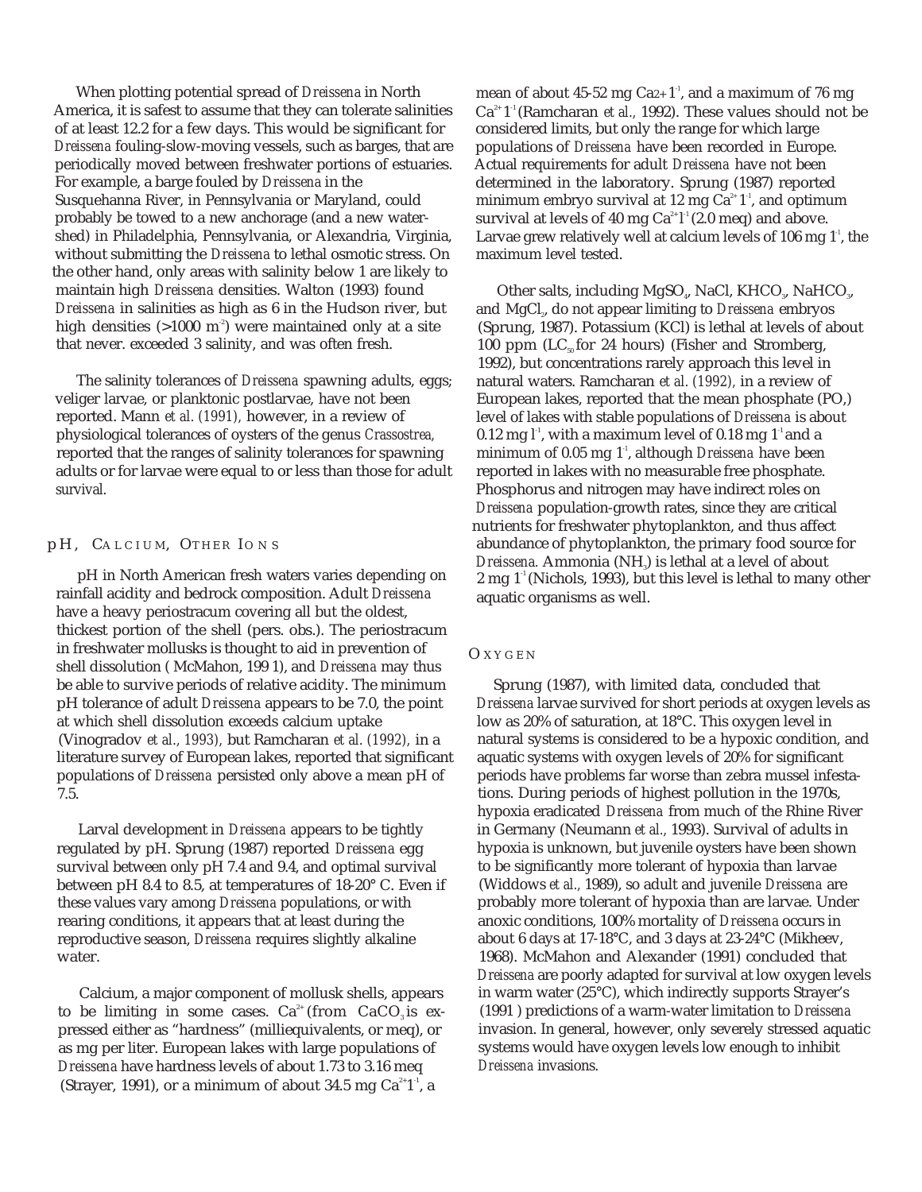When plotting potential spread of *Dreissena* in North America, it is safest to assume that they can tolerate salinities of at least 12.2 for a few days. This would be significant for *Dreissena* fouling-slow-moving vessels, such as barges, that are periodically moved between freshwater portions of estuaries. For example, a barge fouled by *Dreissena* in the Susquehanna River, in Pennsylvania or Maryland, could probably be towed to a new anchorage (and a new watershed) in Philadelphia, Pennsylvania, or Alexandria, Virginia, without submitting the *Dreissena* to lethal osmotic stress. On the other hand, only areas with salinity below 1 are likely to maintain high *Dreissena* densities. Walton (1993) found *Dreissena* in salinities as high as 6 in the Hudson river, but high densities (>1000 $m^{-2}$) were maintained only at a site that never. exceeded 3 salinity, and was often fresh.

The salinity tolerances of *Dreissena* spawning adults, eggs; veliger larvae, or planktonic postlarvae, have not been reported. Mann *et al. (1991),* however, in a review of physiological tolerances of oysters of the genus *Crassostrea,* reported that the ranges of salinity tolerances for spawning adults or for larvae were equal to or less than those for adult *survival.*

## pH, Calcium, Other Ions

pH in North American fresh waters varies depending on rainfall acidity and bedrock composition. Adult *Dreissena* have a heavy periostracum covering all but the oldest, thickest portion of the shell (pers. obs.). The periostracum in freshwater mollusks is thought to aid in prevention of shell dissolution ( McMahon, 199 1), and *Dreissena* may thus be able to survive periods of relative acidity. The minimum pH tolerance of adult *Dreissena* appears to be 7.0, the point at which shell dissolution exceeds calcium uptake (Vinogradov *et al., 1993),* but Ramcharan *et al. (1992),* in a literature survey of European lakes, reported that significant populations of *Dreissena* persisted only above a mean pH of 7.5.

Larval development in *Dreissena* appears to be tightly regulated by pH. Sprung (1987) reported *Dreissena* egg survival between only pH 7.4 and 9.4, and optimal survival between pH 8.4 to 8.5, at temperatures of 18-20° C. Even if these values vary among *Dreissena* populations, or with rearing conditions, it appears that at least during the reproductive season, *Dreissena* requires slightly alkaline water.

Calcium, a major component of mollusk shells, appears to be limiting in some cases. $Ca^{2+}$ (from $CaCO_3$ is expressed either as "hardness" (milliequivalents, or meq), or as mg per liter. European lakes with large populations of *Dreissena* have hardness levels of about 1.73 to 3.16 meq (Strayer, 1991), or a minimum of about 34.5 mg $Ca^{2+}l^{-1}$, a mean of about 45-52 mg $Ca^{2+}l^{-1}$, and a maximum of 76 mg $Ca^{2+}l^{-1}$ (Ramcharan *et al.,* 1992). These values should not be considered limits, but only the range for which large populations of *Dreissena* have been recorded in Europe. Actual requirements for adult *Dreissena* have not been determined in the laboratory. Sprung (1987) reported minimum embryo survival at 12 mg $Ca^{2+}l^{-1}$, and optimum survival at levels of 40 mg $Ca^{2+}l^{-1}$ (2.0 meq) and above. Larvae grew relatively well at calcium levels of 106 mg $l^{-1}$, the maximum level tested.

Other salts, including $MgSO_4$, NaCl, $KHCO_3$, $NaHCO_3$, and $MgCl_2$, do not appear limiting to *Dreissena* embryos (Sprung, 1987). Potassium (KCl) is lethal at levels of about 100 ppm ($LC_{50}$ for 24 hours) (Fisher and Stromberg, 1992), but concentrations rarely approach this level in natural waters. Ramcharan *et al. (1992),* in a review of European lakes, reported that the mean phosphate (PO,) level of lakes with stable populations of *Dreissena* is about 0.12 mg $l^{-1}$, with a maximum level of 0.18 mg $l^{-1}$ and a minimum of 0.05 mg $l^{-1}$, although *Dreissena* have been reported in lakes with no measurable free phosphate. Phosphorus and nitrogen may have indirect roles on *Dreissena* population-growth rates, since they are critical nutrients for freshwater phytoplankton, and thus affect abundance of phytoplankton, the primary food source for *Dreissena.* Ammonia ($NH_3$) is lethal at a level of about 2 mg $l^{-1}$ (Nichols, 1993), but this level is lethal to many other aquatic organisms as well.

## Oxygen

Sprung (1987), with limited data, concluded that *Dreissena* larvae survived for short periods at oxygen levels as low as 20% of saturation, at 18°C. This oxygen level in natural systems is considered to be a hypoxic condition, and aquatic systems with oxygen levels of 20% for significant periods have problems far worse than zebra mussel infestations. During periods of highest pollution in the 1970s, hypoxia eradicated *Dreissena* from much of the Rhine River in Germany (Neumann *et al.,* 1993). Survival of adults in hypoxia is unknown, but juvenile oysters have been shown to be significantly more tolerant of hypoxia than larvae (Widdows *et al.,* 1989), so adult and juvenile *Dreissena* are probably more tolerant of hypoxia than are larvae. Under anoxic conditions, 100% mortality of *Dreissena* occurs in about 6 days at 17-18°C, and 3 days at 23-24°C (Mikheev, 1968). McMahon and Alexander (1991) concluded that *Dreissena* are poorly adapted for survival at low oxygen levels in warm water (25°C), which indirectly supports Strayer's (1991 ) predictions of a warm-water limitation to *Dreissena* invasion. In general, however, only severely stressed aquatic systems would have oxygen levels low enough to inhibit *Dreissena* invasions.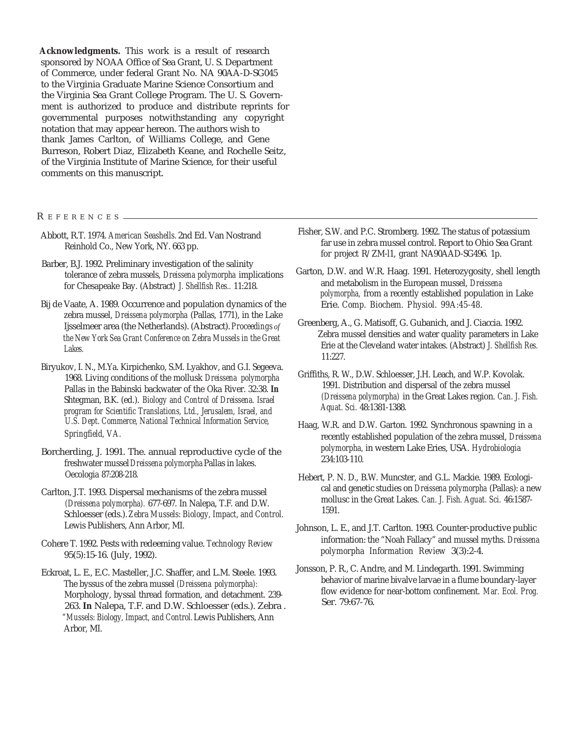**Acknowledgments.** This work is a result of research sponsored by NOAA Office of Sea Grant, U. S. Department of Commerce, under federal Grant No. NA 90AA-D-SG045 to the Virginia Graduate Marine Science Consortium and the Virginia Sea Grant College Program. The U. S. Government is authorized to produce and distribute reprints for governmental purposes notwithstanding any copyright notation that may appear hereon. The authors wish to thank James Carlton, of Williams College, and Gene Burreson, Robert Diaz, Elizabeth Keane, and Rochelle Seitz, of the Virginia Institute of Marine Science, for their useful comments on this manuscript.

## References

Abbott, R.T. 1974. *American Seashells.* 2nd Ed. Van Nostrand Reinhold Co., New York, NY. 663 pp.

Barber, B.J. 1992. Preliminary investigation of the salinity tolerance of zebra mussels, *Dreissena polymorpha* implications for Chesapeake Bay. (Abstract) *J. Shellfish Res..* 11:218.

Bij de Vaate, A. 1989. Occurrence and population dynamics of the zebra mussel, *Dreissena polymorpha* (Pallas, 1771), in the Lake Ijsselmeer area (the Netherlands). (Abstract). *Proceedings of the New York Sea Grant Conference on Zebra Mussels in the Great Lakes.*

Biryukov, I. N., M.Ya. Kirpichenko, S.M. Lyakhov, and G.I. Segeeva. 1968. Living conditions of the mollusk *Dreissena polymorpha* Pallas in the Babinski backwater of the Oka River. 32:38. **In** Shtegman, B.K. (ed.). *Biology and Control of Dreissena. Israel program for Scientific Translations, Ltd., Jerusalem, Israel, and U.S. Dept. Commerce, National Technical Information Service, Springfield, VA.*

Borcherding, J. 1991. The. annual reproductive cycle of the freshwater mussel *Dreissena polymorpha* Pallas in lakes. Oecologia 87:208-218.

Carlton, J.T. 1993. Dispersal mechanisms of the zebra mussel *(Dreissena polymorpha).* 677-697. In Nalepa, T.F. and D.W. Schloesser (eds.). *Zebra Mussels: Biology, Impact, and Control.* Lewis Publishers, Ann Arbor, MI.

Cohere T. 1992. Pests with redeeming value. *Technology Review* 95(5):15-16. (July, 1992).

Eckroat, L. E., E.C. Masteller, J.C. Shaffer, and L.M. Steele. 1993. The byssus of the zebra mussel *(Dreissena polymorpha):* Morphology, byssal thread formation, and detachment. 239-263. **In** Nalepa, T.F. and D.W. Schloesser (eds.). Zebra . *"Mussels: Biology, Impact, and Control.* Lewis Publishers, Ann Arbor, MI.

Fisher, S.W. and P.C. Stromberg. 1992. The status of potassium far use in zebra mussel control. Report to Ohio Sea Grant for project R/ZM-l1, grant NA90AAD-SG496. 1p.

Garton, D.W. and W.R. Haag. 1991. Heterozygosity, shell length and metabolism in the European mussel, *Dreissena polymorpha,* from a recently established population in Lake Erie. *Comp. Biochem. Physiol. 99A:45-48.*

Greenberg, A., G. Matisoff, G. Gubanich, and J. Ciaccia. 1992. Zebra mussel densities and water quality parameters in Lake Erie at the Cleveland water intakes. (Abstract) *J. Shellfish Res.* 11:227.

Griffiths, R. W., D.W. Schloesser, J.H. Leach, and W.P. Kovolak. 1991. Distribution and dispersal of the zebra mussel *(Dreissena polymorpha)* in the Great Lakes region. *Can. J. Fish. Aquat. Sci.* 48:1381-1388.

Haag, W.R. and D.W. Garton. 1992. Synchronous spawning in a recently established population of the zebra mussel, *Dreissena polymorpha,* in western Lake Eries, USA. *Hydrobiologia* 234:103-110.

Hebert, P. N. D., B.W. Muncster, and G.L. Mackie. 1989. Ecological and genetic studies on *Dreissena polymorpha* (Pallas): a new mollusc in the Great Lakes. *Can. J. Fish. Aquat. Sci.* 46:1587-1591.

Johnson, L. E., and J.T. Carlton. 1993. Counter-productive public information: the "Noah Fallacy" and mussel myths. *Dreissena polymorpha Information Review* 3(3):2-4.

Jonsson, P. R., C. Andre, and M. Lindegarth. 1991. Swimming behavior of marine bivalve larvae in a flume boundary-layer flow evidence for near-bottom confinement. *Mar. Ecol. Prog.* Ser. 79:67-76.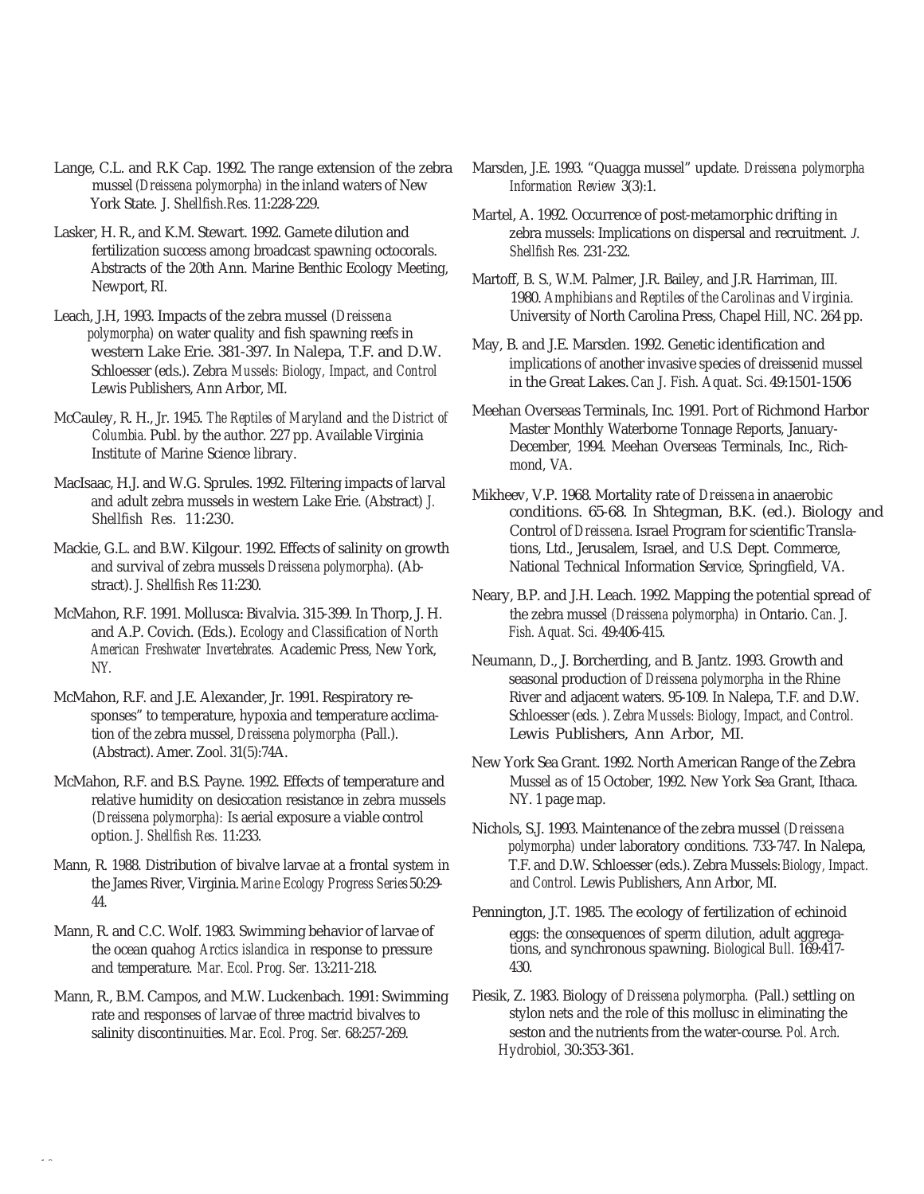Lange, C.L. and R.K Cap. 1992. The range extension of the zebra mussel *(Dreissena polymorpha)* in the inland waters of New York State. *J. Shellfish.Res.* 11:228-229.

Lasker, H. R., and K.M. Stewart. 1992. Gamete dilution and fertilization success among broadcast spawning octocorals. Abstracts of the 20th Ann. Marine Benthic Ecology Meeting, Newport, RI.

Leach, J.H, 1993. Impacts of the zebra mussel *(Dreissena polymorpha)* on water quality and fish spawning reefs in western Lake Erie. 381-397. In Nalepa, T.F. and D.W. Schloesser (eds.). Zebra *Mussels: Biology, Impact, and Control* Lewis Publishers, Ann Arbor, MI.

McCauley, R. H., Jr. 1945. *The Reptiles of Maryland* and *the District of Columbia.* Publ. by the author. 227 pp. Available Virginia Institute of Marine Science library.

MacIsaac, H.J. and W.G. Sprules. 1992. Filtering impacts of larval and adult zebra mussels in western Lake Erie. (Abstract) *J. Shellfish Res.* 11:230.

Mackie, G.L. and B.W. Kilgour. 1992. Effects of salinity on growth and survival of zebra mussels *Dreissena polymorpha).* (Abstract). *J. Shellfish Res* 11:230.

McMahon, R.F. 1991. Mollusca: Bivalvia. 315-399. In Thorp, J. H. and A.P. Covich. (Eds.). *Ecology and Classification of North American Freshwater Invertebrates.* Academic Press, New York, NY.

McMahon, R.F. and J.E. Alexander, Jr. 1991. Respiratory responses" to temperature, hypoxia and temperature acclimation of the zebra mussel, *Dreissena polymorpha* (Pall.). (Abstract). Amer. Zool. 31(5):74A.

McMahon, R.F. and B.S. Payne. 1992. Effects of temperature and relative humidity on desiccation resistance in zebra mussels *(Dreissena polymorpha):* Is aerial exposure a viable control option. *J. Shellfish Res.* 11:233.

Mann, R. 1988. Distribution of bivalve larvae at a frontal system in the James River, Virginia. *Marine Ecology Progress Series* 50:29-44.

Mann, R. and C.C. Wolf. 1983. Swimming behavior of larvae of the ocean quahog *Arctics islandica* in response to pressure and temperature. *Mar. Ecol. Prog. Ser.* 13:211-218.

Mann, R., B.M. Campos, and M.W. Luckenbach. 1991: Swimming rate and responses of larvae of three mactrid bivalves to salinity discontinuities. *Mar. Ecol. Prog. Ser.* 68:257-269.

Marsden, J.E. 1993. "Quagga mussel" update. *Dreissena polymorpha Information Review* 3(3):1.

Martel, A. 1992. Occurrence of post-metamorphic drifting in zebra mussels: Implications on dispersal and recruitment. *J. Shellfish Res.* 231-232.

Martoff, B. S., W.M. Palmer, J.R. Bailey, and J.R. Harriman, III. 1980. *Amphibians and Reptiles of the Carolinas and Virginia.* University of North Carolina Press, Chapel Hill, NC. 264 pp.

May, B. and J.E. Marsden. 1992. Genetic identification and implications of another invasive species of dreissenid mussel in the Great Lakes. *Can J. Fish. Aquat. Sci.* 49:1501-1506

Meehan Overseas Terminals, Inc. 1991. Port of Richmond Harbor Master Monthly Waterborne Tonnage Reports, January-December, 1994. Meehan Overseas Terminals, Inc., Richmond, VA.

Mikheev, V.P. 1968. Mortality rate of *Dreissena* in anaerobic conditions. 65-68. In Shtegman, B.K. (ed.). Biology and Control of *Dreissena.* Israel Program for scientific Translations, Ltd., Jerusalem, Israel, and U.S. Dept. Commerce, National Technical Information Service, Springfield, VA.

Neary, B.P. and J.H. Leach. 1992. Mapping the potential spread of the zebra mussel *(Dreissena polymorpha)* in Ontario. *Can. J. Fish. Aquat. Sci.* 49:406-415.

Neumann, D., J. Borcherding, and B. Jantz. 1993. Growth and seasonal production of *Dreissena polymorpha* in the Rhine River and adjacent waters. 95-109. In Nalepa, T.F. and D.W. Schloesser (eds. ). *Zebra Mussels: Biology, Impact, and Control.* Lewis Publishers, Ann Arbor, MI.

New York Sea Grant. 1992. North American Range of the Zebra Mussel as of 15 October, 1992. New York Sea Grant, Ithaca. NY. 1 page map.

Nichols, S.J. 1993. Maintenance of the zebra mussel *(Dreissena polymorpha)* under laboratory conditions. 733-747. In Nalepa, T.F. and D.W. Schloesser (eds.). Zebra Mussels: *Biology, Impact. and Control.* Lewis Publishers, Ann Arbor, MI.

Pennington, J.T. 1985. The ecology of fertilization of echinoid eggs: the consequences of sperm dilution, adult aggregations, and synchronous spawning. *Biological Bull.* 169:417-430.

Piesik, Z. 1983. Biology of *Dreissena polymorpha.* (Pall.) settling on stylon nets and the role of this mollusc in eliminating the seston and the nutrients from the water-course. *Pol. Arch. Hydrobiol,* 30:353-361.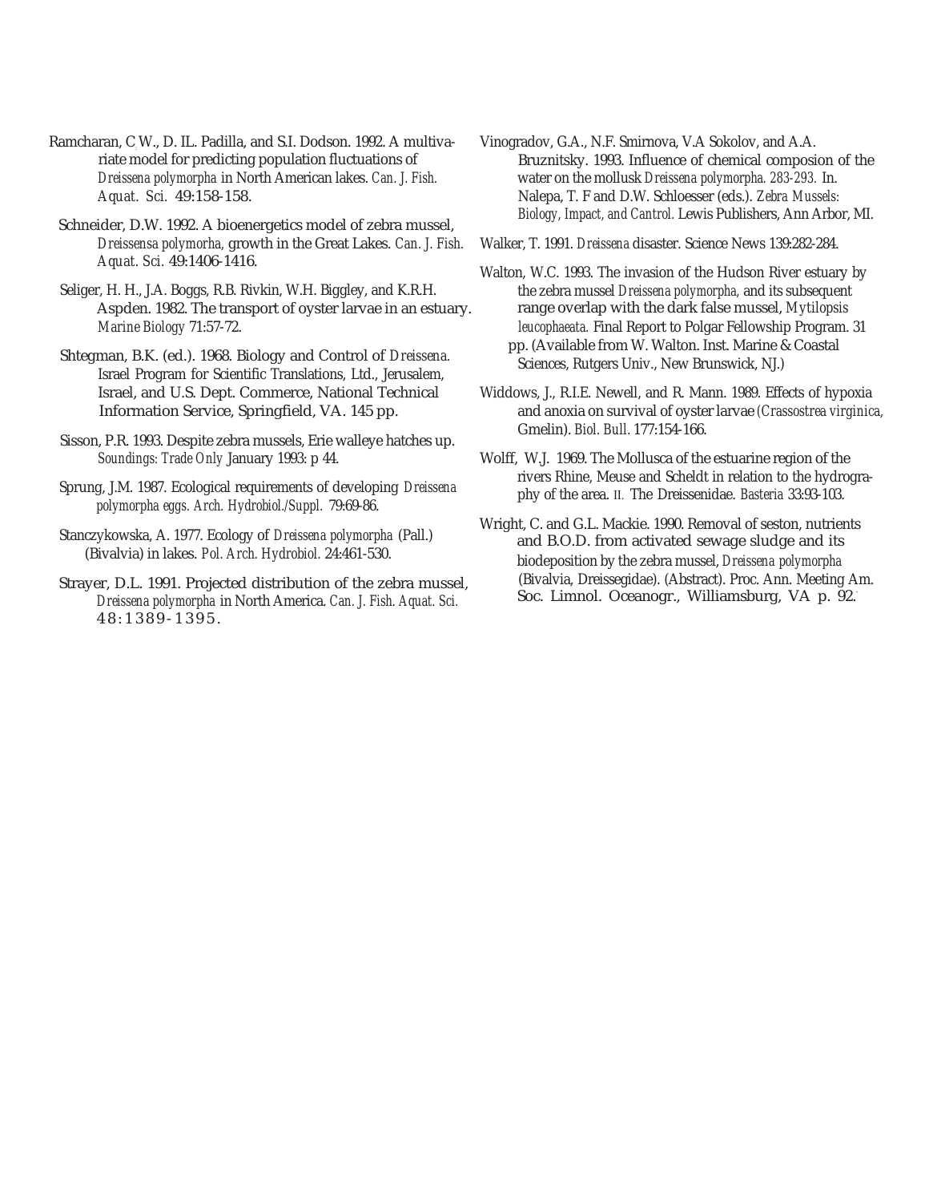Ramcharan, C.W., D. IL. Padilla, and S.I. Dodson. 1992. A multivariate model for predicting population fluctuations of *Dreissena polymorpha* in North American lakes. *Can. J. Fish. Aquat. Sci.* 49:158-158.

Schneider, D.W. 1992. A bioenergetics model of zebra mussel, *Dreissensa polymorha*, growth in the Great Lakes. *Can. J. Fish. Aquat. Sci.* 49:1406-1416.

Seliger, H. H., J.A. Boggs, R.B. Rivkin, W.H. Biggley, and K.R.H. Aspden. 1982. The transport of oyster larvae in an estuary. *Marine Biology* 71:57-72.

Shtegman, B.K. (ed.). 1968. Biology and Control of *Dreissena*. Israel Program for Scientific Translations, Ltd., Jerusalem, Israel, and U.S. Dept. Commerce, National Technical Information Service, Springfield, VA. 145 pp.

Sisson, P.R. 1993. Despite zebra mussels, Erie walleye hatches up. *Soundings: Trade Only* January 1993: p 44.

Sprung, J.M. 1987. Ecological requirements of developing *Dreissena polymorpha eggs. Arch. Hydrobiol./Suppl.* 79:69-86.

Stanczykowska, A. 1977. Ecology of *Dreissena polymorpha* (Pall.) (Bivalvia) in lakes. *Pol. Arch. Hydrobiol.* 24:461-530.

Strayer, D.L. 1991. Projected distribution of the zebra mussel, *Dreissena polymorpha* in North America. *Can. J. Fish. Aquat. Sci.* 48:1389-1395.

Vinogradov, G.A., N.F. Smirnova, V.A Sokolov, and A.A. Bruznitsky. 1993. Influence of chemical composion of the water on the mollusk *Dreissena polymorpha. 283-293.* In. Nalepa, T. F and D.W. Schloesser (eds.). *Zebra Mussels: Biology, Impact, and Cantrol.* Lewis Publishers, Ann Arbor, MI.

Walker, T. 1991. *Dreissena* disaster. Science News 139:282-284.

Walton, W.C. 1993. The invasion of the Hudson River estuary by the zebra mussel *Dreissena polymorpha,* and its subsequent range overlap with the dark false mussel, *Mytilopsis leucophaeata.* Final Report to Polgar Fellowship Program. 31 pp. (Available from W. Walton. Inst. Marine & Coastal Sciences, Rutgers Univ., New Brunswick, NJ.)

Widdows, J., R.I.E. Newell, and R. Mann. 1989. Effects of hypoxia and anoxia on survival of oyster larvae (*Crassostrea virginica,* Gmelin). *Biol. Bull.* 177:154-166.

Wolff, W.J. 1969. The Mollusca of the estuarine region of the rivers Rhine, Meuse and Scheldt in relation to the hydrography of the area. II. The Dreissenidae. *Basteria* 33:93-103.

Wright, C. and G.L. Mackie. 1990. Removal of seston, nutrients and B.O.D. from activated sewage sludge and its biodeposition by the zebra mussel, *Dreissena polymorpha* (Bivalvia, Dreissegidae). (Abstract). Proc. Ann. Meeting Am. Soc. Limnol. Oceanogr., Williamsburg, VA p. 92.